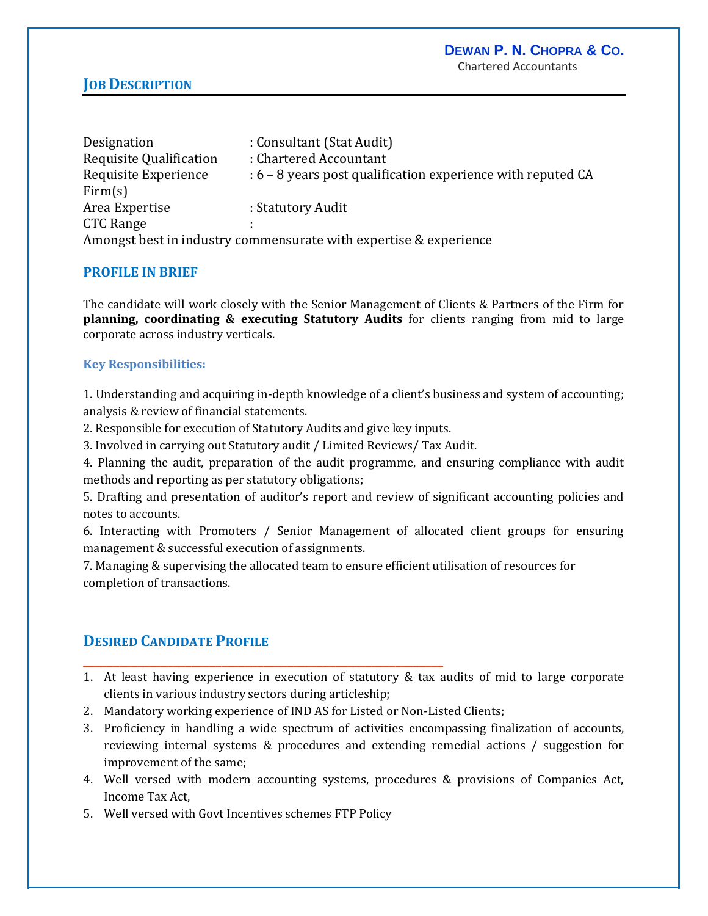**DEWAN P. N. CHOPRA & CO.**
Chartered Accountants

## JOB DESCRIPTION

Designation : Consultant (Stat Audit)
Requisite Qualification : Chartered Accountant
Requisite Experience : 6 – 8 years post qualification experience with reputed CA Firm(s)
Area Expertise : Statutory Audit
CTC Range :
Amongst best in industry commensurate with expertise & experience

### PROFILE IN BRIEF

The candidate will work closely with the Senior Management of Clients & Partners of the Firm for **planning, coordinating & executing Statutory Audits** for clients ranging from mid to large corporate across industry verticals.

#### Key Responsibilities:

1. Understanding and acquiring in-depth knowledge of a client's business and system of accounting; analysis & review of financial statements.
2. Responsible for execution of Statutory Audits and give key inputs.
3. Involved in carrying out Statutory audit / Limited Reviews/ Tax Audit.
4. Planning the audit, preparation of the audit programme, and ensuring compliance with audit methods and reporting as per statutory obligations;
5. Drafting and presentation of auditor's report and review of significant accounting policies and notes to accounts.
6. Interacting with Promoters / Senior Management of allocated client groups for ensuring management & successful execution of assignments.
7. Managing & supervising the allocated team to ensure efficient utilisation of resources for completion of transactions.

## DESIRED CANDIDATE PROFILE

1. At least having experience in execution of statutory & tax audits of mid to large corporate clients in various industry sectors during articleship;
2. Mandatory working experience of IND AS for Listed or Non-Listed Clients;
3. Proficiency in handling a wide spectrum of activities encompassing finalization of accounts, reviewing internal systems & procedures and extending remedial actions / suggestion for improvement of the same;
4. Well versed with modern accounting systems, procedures & provisions of Companies Act, Income Tax Act,
5. Well versed with Govt Incentives schemes FTP Policy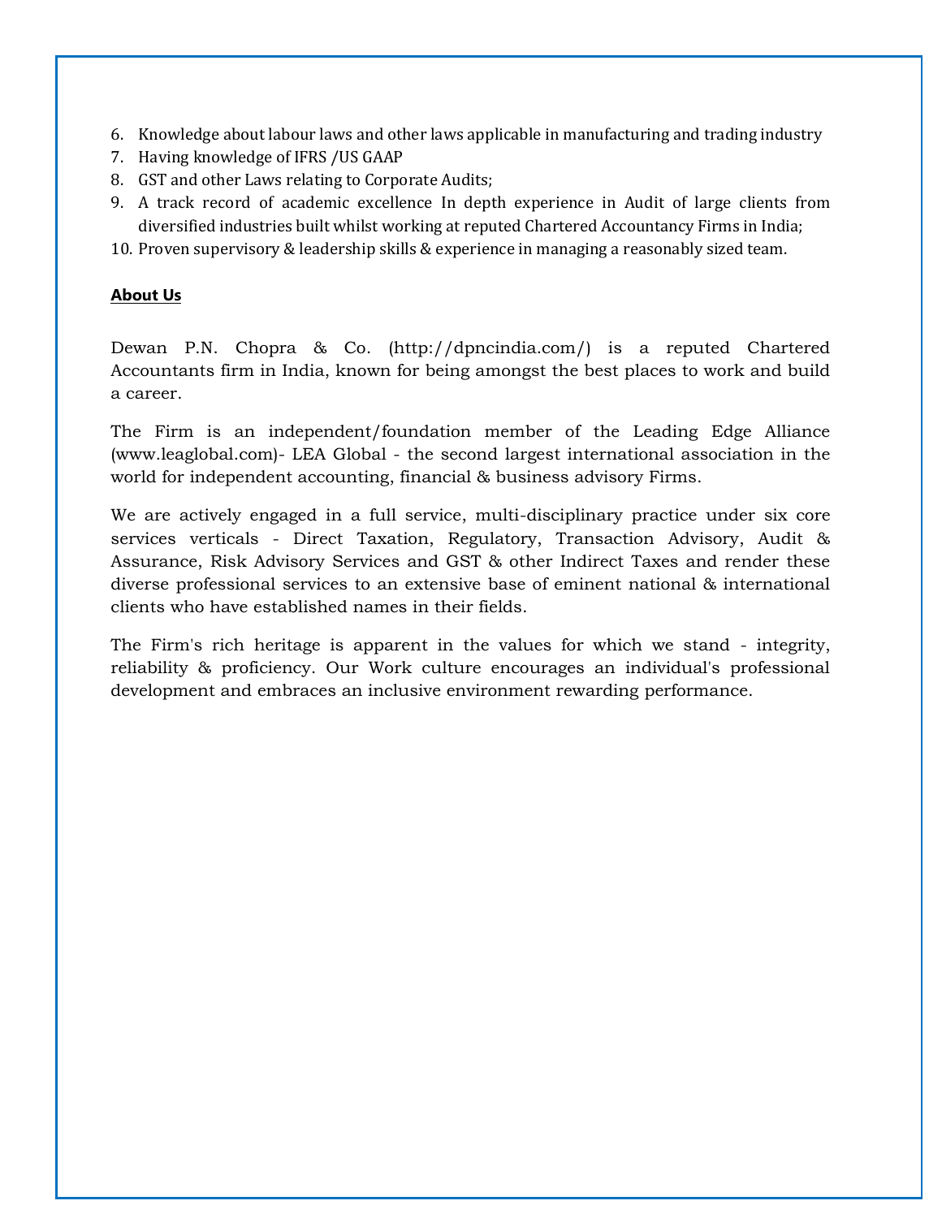6. Knowledge about labour laws and other laws applicable in manufacturing and trading industry
7. Having knowledge of IFRS /US GAAP
8. GST and other Laws relating to Corporate Audits;
9. A track record of academic excellence In depth experience in Audit of large clients from diversified industries built whilst working at reputed Chartered Accountancy Firms in India;
10. Proven supervisory & leadership skills & experience in managing a reasonably sized team.

**About Us**

Dewan P.N. Chopra & Co. (http://dpncindia.com/) is a reputed Chartered Accountants firm in India, known for being amongst the best places to work and build a career.

The Firm is an independent/foundation member of the Leading Edge Alliance (www.leaglobal.com)- LEA Global - the second largest international association in the world for independent accounting, financial & business advisory Firms.

We are actively engaged in a full service, multi-disciplinary practice under six core services verticals - Direct Taxation, Regulatory, Transaction Advisory, Audit & Assurance, Risk Advisory Services and GST & other Indirect Taxes and render these diverse professional services to an extensive base of eminent national & international clients who have established names in their fields.

The Firm's rich heritage is apparent in the values for which we stand - integrity, reliability & proficiency. Our Work culture encourages an individual's professional development and embraces an inclusive environment rewarding performance.